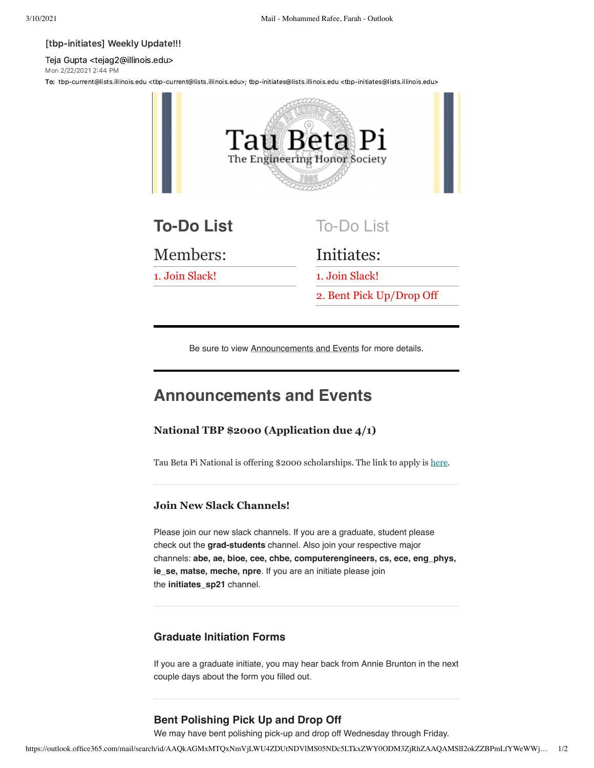[tbp-initiates] Weekly Update!!!

Teja Gupta <tejag2@illinois.edu>
Mon 2/22/2021 2:44 PM
**To:** tbp-current@lists.illinois.edu <tbp-current@lists.illinois.edu>; tbp-initiates@lists.illinois.edu <tbp-initiates@lists.illinois.edu>

Tau Beta Pi
The Engineering Honor Society

## To-Do List

### Members:

1. Join Slack!

## To-Do List

### Initiates:

1. Join Slack!
2. Bent Pick Up/Drop Off

---

Be sure to view Announcements and Events for more details.

---

# Announcements and Events

### National TBP $2000 (Application due 4/1)

Tau Beta Pi National is offering $2000 scholarships. The link to apply is here.

---

### Join New Slack Channels!

Please join our new slack channels. If you are a graduate, student please check out the **grad-students** channel. Also join your respective major channels: **abe, ae, bioe, cee, chbe, computerengineers, cs, ece, eng_phys, ie_se, matse, meche, npre**. If you are an initiate please join the **initiates_sp21** channel.

---

### Graduate Initiation Forms

If you are a graduate initiate, you may hear back from Annie Brunton in the next couple days about the form you filled out.

---

### Bent Polishing Pick Up and Drop Off

We may have bent polishing pick-up and drop off Wednesday through Friday.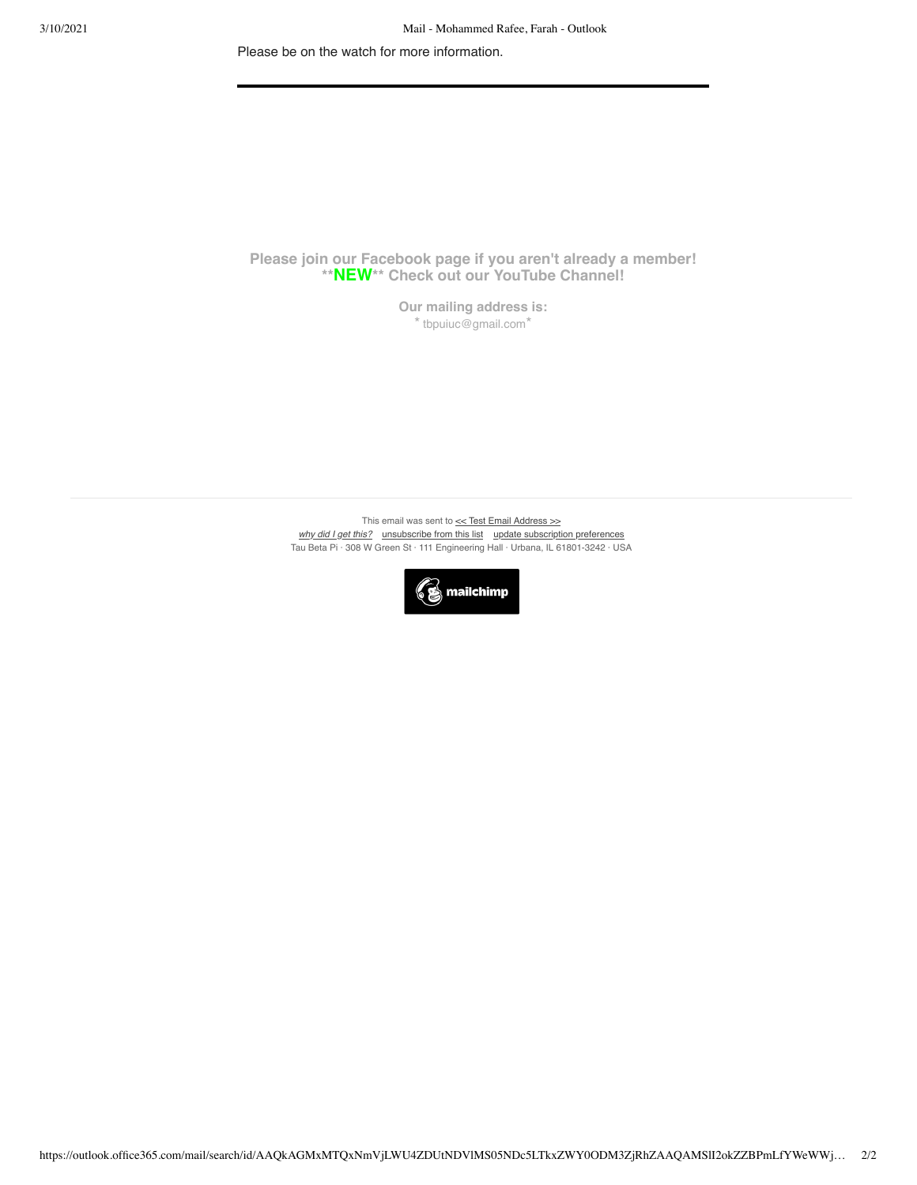Please be on the watch for more information.

---

**Please join our Facebook page if you aren't already a member!**
**\*\*NEW\*\* Check out our YouTube Channel!**

**Our mailing address is:**
\* tbpuiuc@gmail.com\*

---

This email was sent to << Test Email Address >>
*why did I get this?* unsubscribe from this list update subscription preferences
Tau Beta Pi · 308 W Green St · 111 Engineering Hall · Urbana, IL 61801-3242 · USA

mailchimp